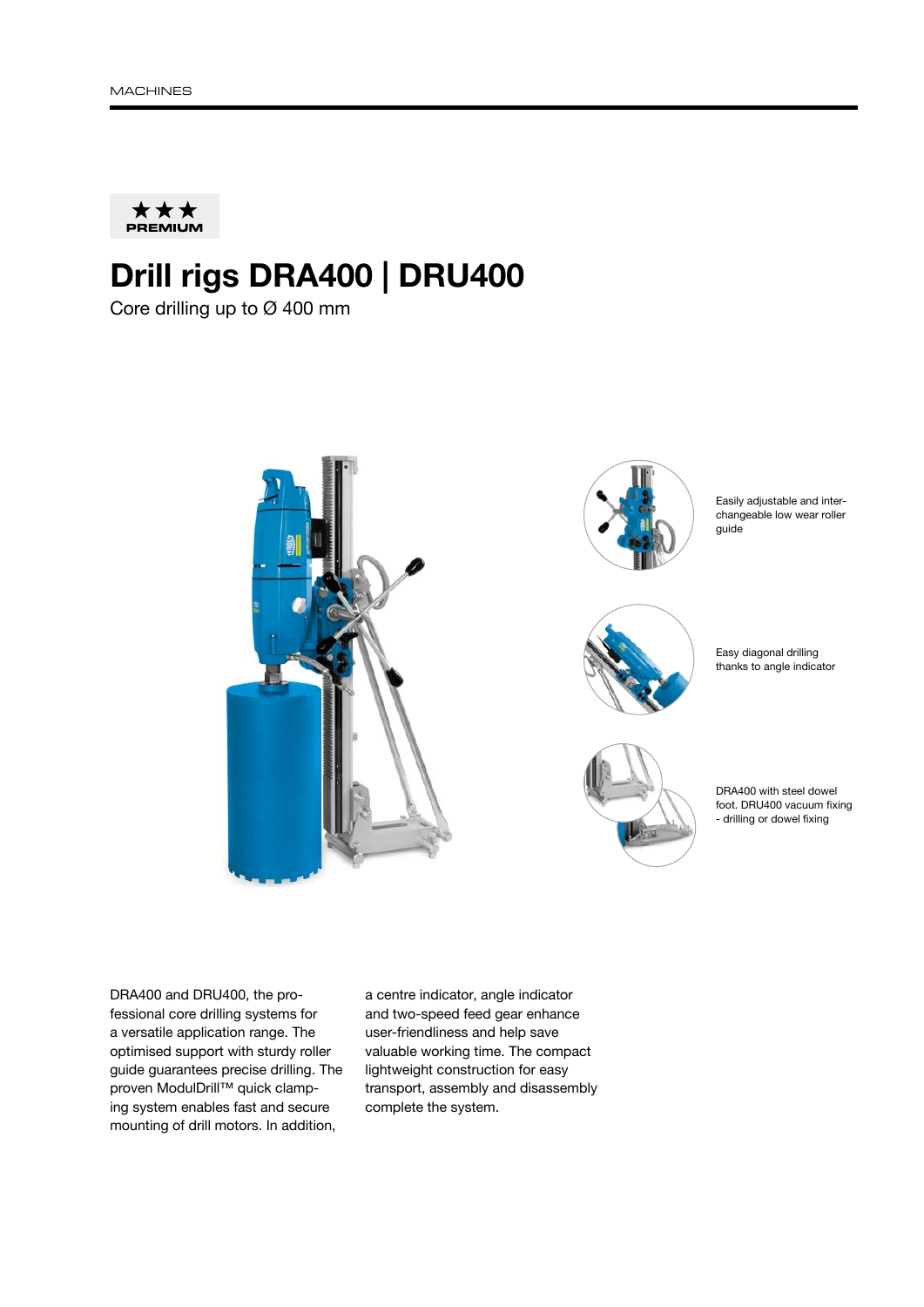★★★ PREMIUM

# Drill rigs DRA400 | DRU400

Core drilling up to Ø 400 mm

Easily adjustable and interchangeable low wear roller guide

Easy diagonal drilling thanks to angle indicator

DRA400 with steel dowel foot. DRU400 vacuum fixing - drilling or dowel fixing

DRA400 and DRU400, the professional core drilling systems for a versatile application range. The optimised support with sturdy roller guide guarantees precise drilling. The proven ModulDrill™ quick clamping system enables fast and secure mounting of drill motors. In addition, a centre indicator, angle indicator and two-speed feed gear enhance user-friendliness and help save valuable working time. The compact lightweight construction for easy transport, assembly and disassembly complete the system.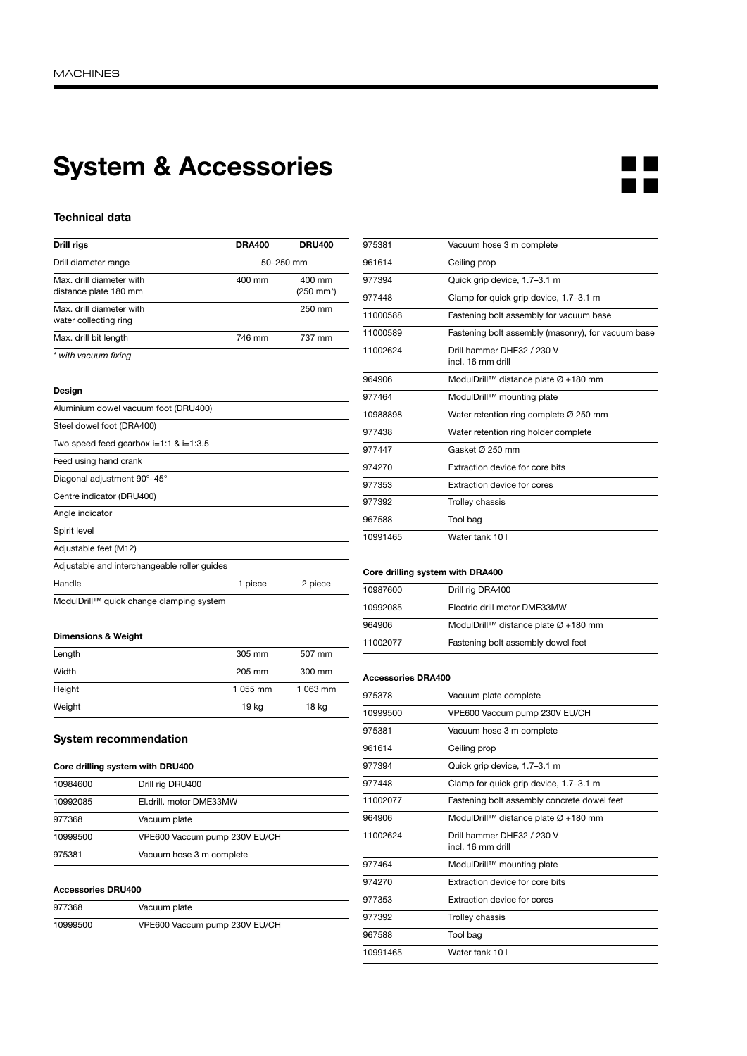# System & Accessories

## Technical data

| Drill rigs | DRA400 | DRU400 |
|---|---|---|
| Drill diameter range | 50–250 mm | |
| Max. drill diameter with distance plate 180 mm | 400 mm | 400 mm (250 mm*) |
| Max. drill diameter with water collecting ring | | 250 mm |
| Max. drill bit length | 746 mm | 737 mm |

*\* with vacuum fixing*

| Design | | |
|---|---|---|
| Aluminium dowel vacuum foot (DRU400) | | |
| Steel dowel foot (DRA400) | | |
| Two speed feed gearbox i=1:1 & i=1:3.5 | | |
| Feed using hand crank | | |
| Diagonal adjustment 90°–45° | | |
| Centre indicator (DRU400) | | |
| Angle indicator | | |
| Spirit level | | |
| Adjustable feet (M12) | | |
| Adjustable and interchangeable roller guides | | |
| Handle | 1 piece | 2 piece |
| ModulDrill™ quick change clamping system | | |

| Dimensions & Weight | | |
|---|---|---|
| Length | 305 mm | 507 mm |
| Width | 205 mm | 300 mm |
| Height | 1 055 mm | 1 063 mm |
| Weight | 19 kg | 18 kg |

## System recommendation

| Core drilling system with DRU400 | |
|---|---|
| 10984600 | Drill rig DRU400 |
| 10992085 | El.drill. motor DME33MW |
| 977368 | Vacuum plate |
| 10999500 | VPE600 Vaccum pump 230V EU/CH |
| 975381 | Vacuum hose 3 m complete |

| Accessories DRU400 | |
|---|---|
| 977368 | Vacuum plate |
| 10999500 | VPE600 Vaccum pump 230V EU/CH |
| 975381 | Vacuum hose 3 m complete |
| 961614 | Ceiling prop |
| 977394 | Quick grip device, 1.7–3.1 m |
| 977448 | Clamp for quick grip device, 1.7–3.1 m |
| 11000588 | Fastening bolt assembly for vacuum base |
| 11000589 | Fastening bolt assembly (masonry), for vacuum base |
| 11002624 | Drill hammer DHE32 / 230 V incl. 16 mm drill |
| 964906 | ModulDrill™ distance plate Ø +180 mm |
| 977464 | ModulDrill™ mounting plate |
| 10988898 | Water retention ring complete Ø 250 mm |
| 977438 | Water retention ring holder complete |
| 977447 | Gasket Ø 250 mm |
| 974270 | Extraction device for core bits |
| 977353 | Extraction device for cores |
| 977392 | Trolley chassis |
| 967588 | Tool bag |
| 10991465 | Water tank 10 l |

| Core drilling system with DRA400 | |
|---|---|
| 10987600 | Drill rig DRA400 |
| 10992085 | Electric drill motor DME33MW |
| 964906 | ModulDrill™ distance plate Ø +180 mm |
| 11002077 | Fastening bolt assembly dowel feet |

| Accessories DRA400 | |
|---|---|
| 975378 | Vacuum plate complete |
| 10999500 | VPE600 Vaccum pump 230V EU/CH |
| 975381 | Vacuum hose 3 m complete |
| 961614 | Ceiling prop |
| 977394 | Quick grip device, 1.7–3.1 m |
| 977448 | Clamp for quick grip device, 1.7–3.1 m |
| 11002077 | Fastening bolt assembly concrete dowel feet |
| 964906 | ModulDrill™ distance plate Ø +180 mm |
| 11002624 | Drill hammer DHE32 / 230 V incl. 16 mm drill |
| 977464 | ModulDrill™ mounting plate |
| 974270 | Extraction device for core bits |
| 977353 | Extraction device for cores |
| 977392 | Trolley chassis |
| 967588 | Tool bag |
| 10991465 | Water tank 10 l |